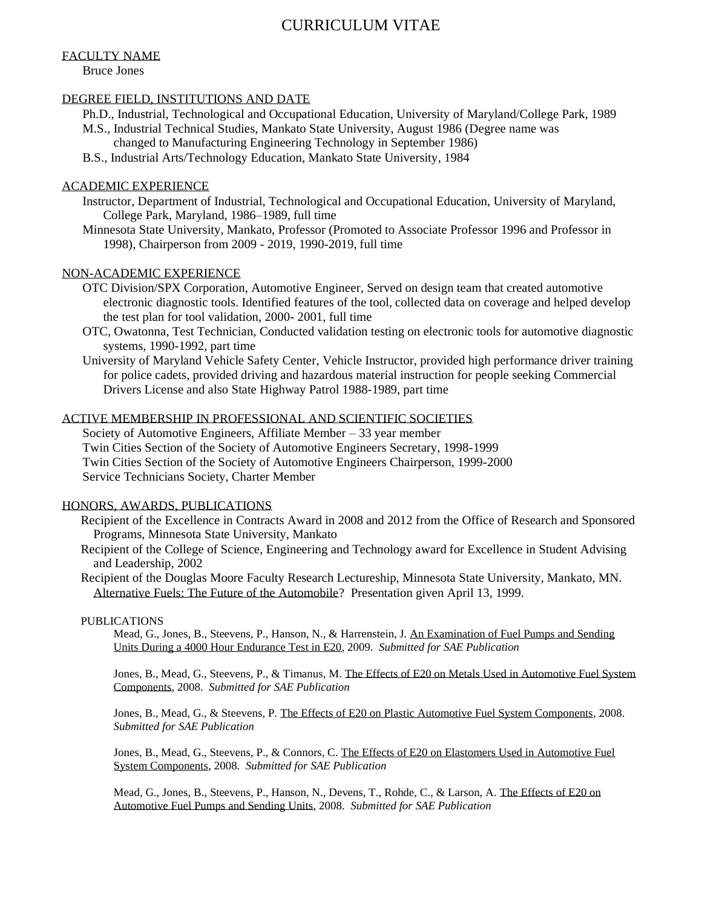# CURRICULUM VITAE

## FACULTY NAME

Bruce Jones

## DEGREE FIELD, INSTITUTIONS AND DATE

Ph.D., Industrial, Technological and Occupational Education, University of Maryland/College Park, 1989

M.S., Industrial Technical Studies, Mankato State University, August 1986 (Degree name was changed to Manufacturing Engineering Technology in September 1986)

B.S., Industrial Arts/Technology Education, Mankato State University, 1984

## ACADEMIC EXPERIENCE

Instructor, Department of Industrial, Technological and Occupational Education, University of Maryland, College Park, Maryland, 1986–1989, full time

Minnesota State University, Mankato, Professor (Promoted to Associate Professor 1996 and Professor in 1998), Chairperson from 2009 - 2019, 1990-2019, full time

## NON-ACADEMIC EXPERIENCE

OTC Division/SPX Corporation, Automotive Engineer, Served on design team that created automotive electronic diagnostic tools. Identified features of the tool, collected data on coverage and helped develop the test plan for tool validation, 2000- 2001, full time

OTC, Owatonna, Test Technician, Conducted validation testing on electronic tools for automotive diagnostic systems, 1990-1992, part time

University of Maryland Vehicle Safety Center, Vehicle Instructor, provided high performance driver training for police cadets, provided driving and hazardous material instruction for people seeking Commercial Drivers License and also State Highway Patrol 1988-1989, part time

## ACTIVE MEMBERSHIP IN PROFESSIONAL AND SCIENTIFIC SOCIETIES

Society of Automotive Engineers, Affiliate Member – 33 year member

Twin Cities Section of the Society of Automotive Engineers Secretary, 1998-1999

Twin Cities Section of the Society of Automotive Engineers Chairperson, 1999-2000

Service Technicians Society, Charter Member

## HONORS, AWARDS, PUBLICATIONS

Recipient of the Excellence in Contracts Award in 2008 and 2012 from the Office of Research and Sponsored Programs, Minnesota State University, Mankato

Recipient of the College of Science, Engineering and Technology award for Excellence in Student Advising and Leadership, 2002

Recipient of the Douglas Moore Faculty Research Lectureship, Minnesota State University, Mankato, MN. Alternative Fuels: The Future of the Automobile? Presentation given April 13, 1999.

### PUBLICATIONS

Mead, G., Jones, B., Steevens, P., Hanson, N., & Harrenstein, J. An Examination of Fuel Pumps and Sending Units During a 4000 Hour Endurance Test in E20, 2009. *Submitted for SAE Publication*

Jones, B., Mead, G., Steevens, P., & Timanus, M. The Effects of E20 on Metals Used in Automotive Fuel System Components, 2008. *Submitted for SAE Publication*

Jones, B., Mead, G., & Steevens, P. The Effects of E20 on Plastic Automotive Fuel System Components, 2008. *Submitted for SAE Publication*

Jones, B., Mead, G., Steevens, P., & Connors, C. The Effects of E20 on Elastomers Used in Automotive Fuel System Components, 2008. *Submitted for SAE Publication*

Mead, G., Jones, B., Steevens, P., Hanson, N., Devens, T., Rohde, C., & Larson, A. The Effects of E20 on Automotive Fuel Pumps and Sending Units, 2008. *Submitted for SAE Publication*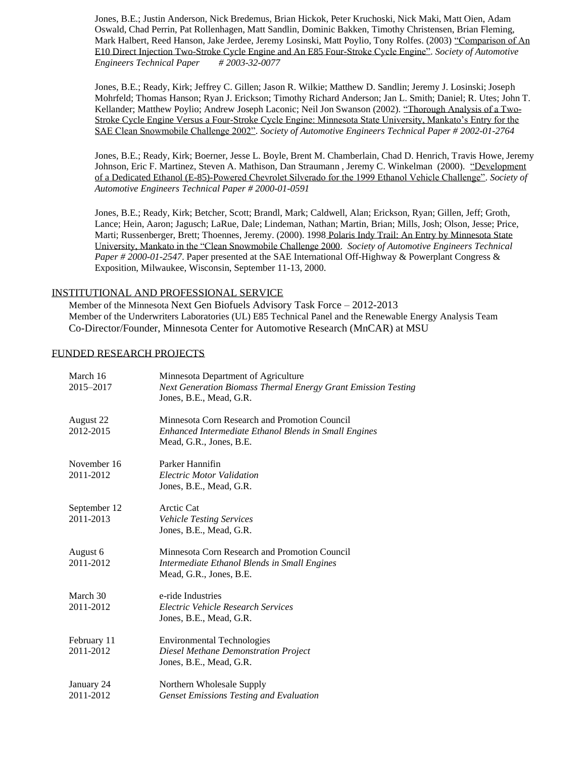Jones, B.E.; Justin Anderson, Nick Bredemus, Brian Hickok, Peter Kruchoski, Nick Maki, Matt Oien, Adam Oswald, Chad Perrin, Pat Rollenhagen, Matt Sandlin, Dominic Bakken, Timothy Christensen, Brian Fleming, Mark Halbert, Reed Hanson, Jake Jerdee, Jeremy Losinski, Matt Poylio, Tony Rolfes. (2003) "Comparison of An E10 Direct Injection Two-Stroke Cycle Engine and An E85 Four-Stroke Cycle Engine". *Society of Automotive Engineers Technical Paper # 2003-32-0077*

Jones, B.E.; Ready, Kirk; Jeffrey C. Gillen; Jason R. Wilkie; Matthew D. Sandlin; Jeremy J. Losinski; Joseph Mohrfeld; Thomas Hanson; Ryan J. Erickson; Timothy Richard Anderson; Jan L. Smith; Daniel; R. Utes; John T. Kellander; Matthew Poylio; Andrew Joseph Laconic; Neil Jon Swanson (2002). "Thorough Analysis of a Two-Stroke Cycle Engine Versus a Four-Stroke Cycle Engine: Minnesota State University, Mankato's Entry for the SAE Clean Snowmobile Challenge 2002". *Society of Automotive Engineers Technical Paper # 2002-01-2764*

Jones, B.E.; Ready, Kirk; Boerner, Jesse L. Boyle, Brent M. Chamberlain, Chad D. Henrich, Travis Howe, Jeremy Johnson, Eric F. Martinez, Steven A. Mathison, Dan Straumann , Jeremy C. Winkelman (2000). "Development of a Dedicated Ethanol (E-85)-Powered Chevrolet Silverado for the 1999 Ethanol Vehicle Challenge". *Society of Automotive Engineers Technical Paper # 2000-01-0591*

Jones, B.E.; Ready, Kirk; Betcher, Scott; Brandl, Mark; Caldwell, Alan; Erickson, Ryan; Gillen, Jeff; Groth, Lance; Hein, Aaron; Jagusch; LaRue, Dale; Lindeman, Nathan; Martin, Brian; Mills, Josh; Olson, Jesse; Price, Marti; Russenberger, Brett; Thoennes, Jeremy. (2000). 1998 Polaris Indy Trail: An Entry by Minnesota State University, Mankato in the "Clean Snowmobile Challenge 2000. *Society of Automotive Engineers Technical Paper # 2000-01-2547*. Paper presented at the SAE International Off-Highway & Powerplant Congress & Exposition, Milwaukee, Wisconsin, September 11-13, 2000.

## INSTITUTIONAL AND PROFESSIONAL SERVICE

Member of the Minnesota Next Gen Biofuels Advisory Task Force – 2012-2013
Member of the Underwriters Laboratories (UL) E85 Technical Panel and the Renewable Energy Analysis Team
Co-Director/Founder, Minnesota Center for Automotive Research (MnCAR) at MSU

## FUNDED RESEARCH PROJECTS

| Date | Project |
|---|---|
| March 16<br>2015–2017 | Minnesota Department of Agriculture<br>*Next Generation Biomass Thermal Energy Grant Emission Testing*<br>Jones, B.E., Mead, G.R. |
| August 22<br>2012-2015 | Minnesota Corn Research and Promotion Council<br>*Enhanced Intermediate Ethanol Blends in Small Engines*<br>Mead, G.R., Jones, B.E. |
| November 16<br>2011-2012 | Parker Hannifin<br>*Electric Motor Validation*<br>Jones, B.E., Mead, G.R. |
| September 12<br>2011-2013 | Arctic Cat<br>*Vehicle Testing Services*<br>Jones, B.E., Mead, G.R. |
| August 6<br>2011-2012 | Minnesota Corn Research and Promotion Council<br>*Intermediate Ethanol Blends in Small Engines*<br>Mead, G.R., Jones, B.E. |
| March 30<br>2011-2012 | e-ride Industries<br>*Electric Vehicle Research Services*<br>Jones, B.E., Mead, G.R. |
| February 11<br>2011-2012 | Environmental Technologies<br>*Diesel Methane Demonstration Project*<br>Jones, B.E., Mead, G.R. |
| January 24<br>2011-2012 | Northern Wholesale Supply<br>*Genset Emissions Testing and Evaluation* |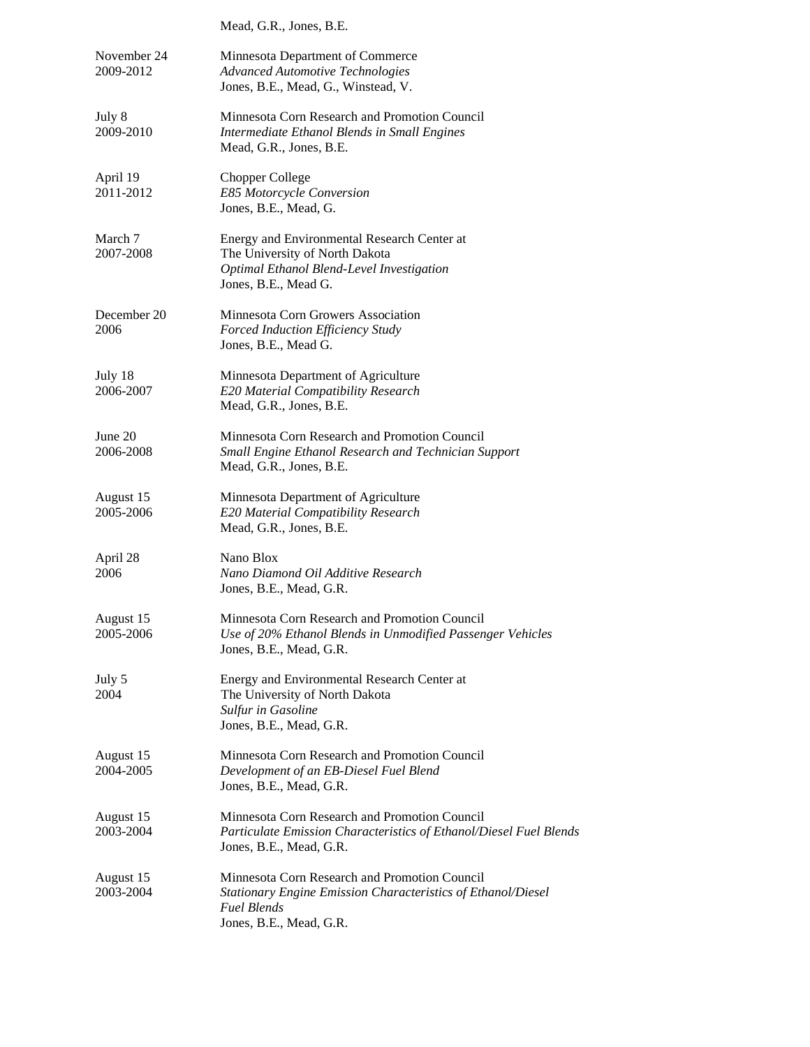Mead, G.R., Jones, B.E.

| | |
|---|---|
| November 24<br>2009-2012 | Minnesota Department of Commerce<br>*Advanced Automotive Technologies*<br>Jones, B.E., Mead, G., Winstead, V. |
| July 8<br>2009-2010 | Minnesota Corn Research and Promotion Council<br>*Intermediate Ethanol Blends in Small Engines*<br>Mead, G.R., Jones, B.E. |
| April 19<br>2011-2012 | Chopper College<br>*E85 Motorcycle Conversion*<br>Jones, B.E., Mead, G. |
| March 7<br>2007-2008 | Energy and Environmental Research Center at<br>The University of North Dakota<br>*Optimal Ethanol Blend-Level Investigation*<br>Jones, B.E., Mead G. |
| December 20<br>2006 | Minnesota Corn Growers Association<br>*Forced Induction Efficiency Study*<br>Jones, B.E., Mead G. |
| July 18<br>2006-2007 | Minnesota Department of Agriculture<br>*E20 Material Compatibility Research*<br>Mead, G.R., Jones, B.E. |
| June 20<br>2006-2008 | Minnesota Corn Research and Promotion Council<br>*Small Engine Ethanol Research and Technician Support*<br>Mead, G.R., Jones, B.E. |
| August 15<br>2005-2006 | Minnesota Department of Agriculture<br>*E20 Material Compatibility Research*<br>Mead, G.R., Jones, B.E. |
| April 28<br>2006 | Nano Blox<br>*Nano Diamond Oil Additive Research*<br>Jones, B.E., Mead, G.R. |
| August 15<br>2005-2006 | Minnesota Corn Research and Promotion Council<br>*Use of 20% Ethanol Blends in Unmodified Passenger Vehicles*<br>Jones, B.E., Mead, G.R. |
| July 5<br>2004 | Energy and Environmental Research Center at<br>The University of North Dakota<br>*Sulfur in Gasoline*<br>Jones, B.E., Mead, G.R. |
| August 15<br>2004-2005 | Minnesota Corn Research and Promotion Council<br>*Development of an EB-Diesel Fuel Blend*<br>Jones, B.E., Mead, G.R. |
| August 15<br>2003-2004 | Minnesota Corn Research and Promotion Council<br>*Particulate Emission Characteristics of Ethanol/Diesel Fuel Blends*<br>Jones, B.E., Mead, G.R. |
| August 15<br>2003-2004 | Minnesota Corn Research and Promotion Council<br>*Stationary Engine Emission Characteristics of Ethanol/Diesel Fuel Blends*<br>Jones, B.E., Mead, G.R. |